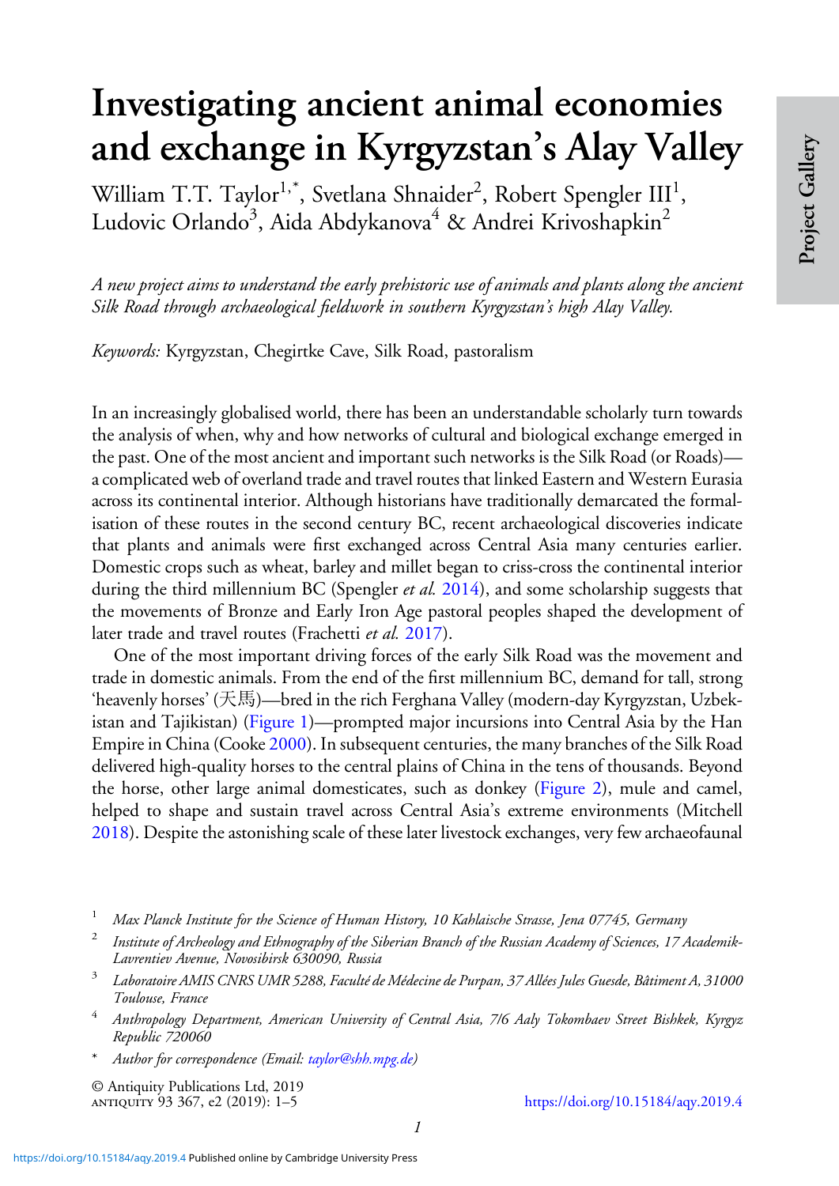# Investigating ancient animal economies and exchange in Kyrgyzstan's Alay Valley

William T.T. Taylor[1,*], Svetlana Shnaider[2], Robert Spengler III[1], Ludovic Orlando[3], Aida Abdykanova[4] & Andrei Krivoshapkin[2]

*A new project aims to understand the early prehistoric use of animals and plants along the ancient Silk Road through archaeological fieldwork in southern Kyrgyzstan's high Alay Valley.*

*Keywords:* Kyrgyzstan, Chegirtke Cave, Silk Road, pastoralism

In an increasingly globalised world, there has been an understandable scholarly turn towards the analysis of when, why and how networks of cultural and biological exchange emerged in the past. One of the most ancient and important such networks is the Silk Road (or Roads)—a complicated web of overland trade and travel routes that linked Eastern and Western Eurasia across its continental interior. Although historians have traditionally demarcated the formalisation of these routes in the second century BC, recent archaeological discoveries indicate that plants and animals were first exchanged across Central Asia many centuries earlier. Domestic crops such as wheat, barley and millet began to criss-cross the continental interior during the third millennium BC (Spengler *et al.* 2014), and some scholarship suggests that the movements of Bronze and Early Iron Age pastoral peoples shaped the development of later trade and travel routes (Frachetti *et al.* 2017).

One of the most important driving forces of the early Silk Road was the movement and trade in domestic animals. From the end of the first millennium BC, demand for tall, strong 'heavenly horses' (天馬)—bred in the rich Ferghana Valley (modern-day Kyrgyzstan, Uzbekistan and Tajikistan) (Figure 1)—prompted major incursions into Central Asia by the Han Empire in China (Cooke 2000). In subsequent centuries, the many branches of the Silk Road delivered high-quality horses to the central plains of China in the tens of thousands. Beyond the horse, other large animal domesticates, such as donkey (Figure 2), mule and camel, helped to shape and sustain travel across Central Asia's extreme environments (Mitchell 2018). Despite the astonishing scale of these later livestock exchanges, very few archaeofaunal

1 *Max Planck Institute for the Science of Human History, 10 Kahlaische Strasse, Jena 07745, Germany*

2 *Institute of Archeology and Ethnography of the Siberian Branch of the Russian Academy of Sciences, 17 Academik-Lavrentiev Avenue, Novosibirsk 630090, Russia*

3 *Laboratoire AMIS CNRS UMR 5288, Faculté de Médecine de Purpan, 37 Allées Jules Guesde, Bâtiment A, 31000 Toulouse, France*

4 *Anthropology Department, American University of Central Asia, 7/6 Aaly Tokombaev Street Bishkek, Kyrgyz Republic 720060*

\* *Author for correspondence (Email: taylor@shh.mpg.de)*

© Antiquity Publications Ltd, 2019
ANTIQUITY 93 367, e2 (2019): 1–5 https://doi.org/10.15184/aqy.2019.4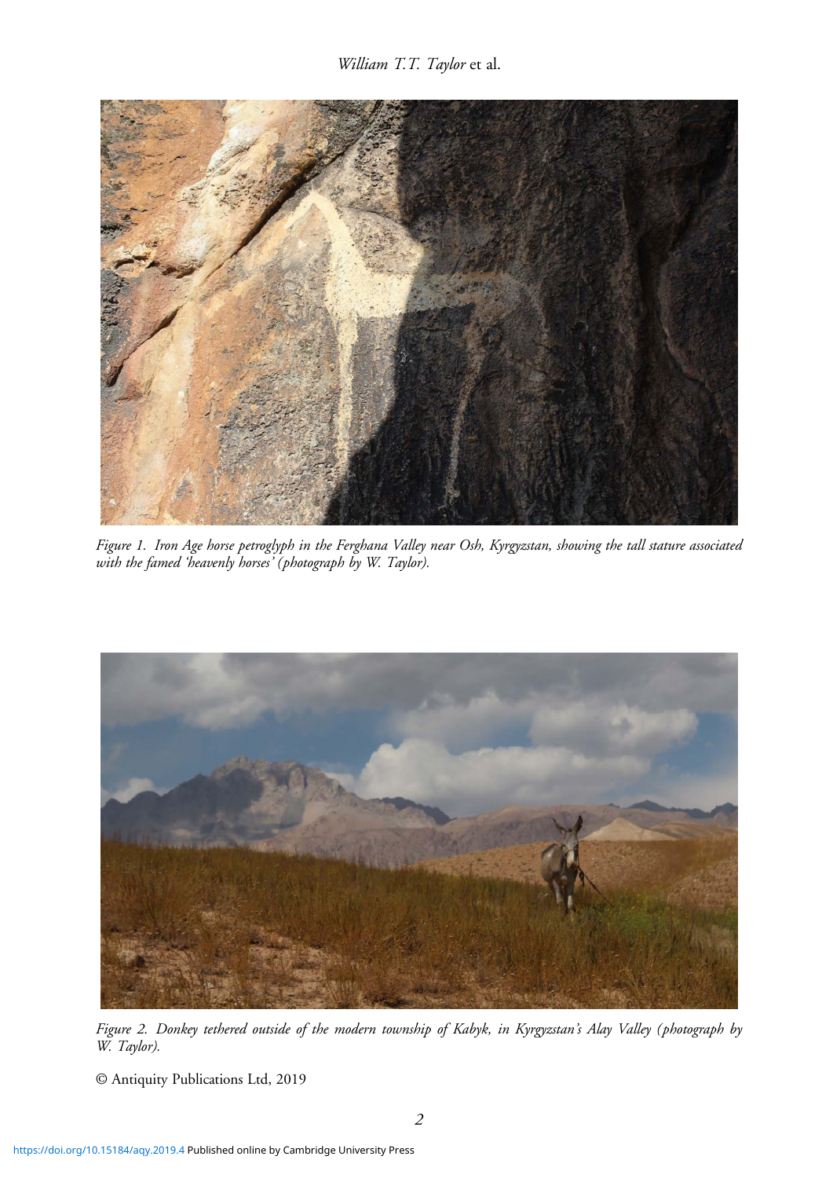*Figure 1. Iron Age horse petroglyph in the Ferghana Valley near Osh, Kyrgyzstan, showing the tall stature associated with the famed 'heavenly horses' (photograph by W. Taylor).*

*Figure 2. Donkey tethered outside of the modern township of Kabyk, in Kyrgyzstan's Alay Valley (photograph by W. Taylor).*

© Antiquity Publications Ltd, 2019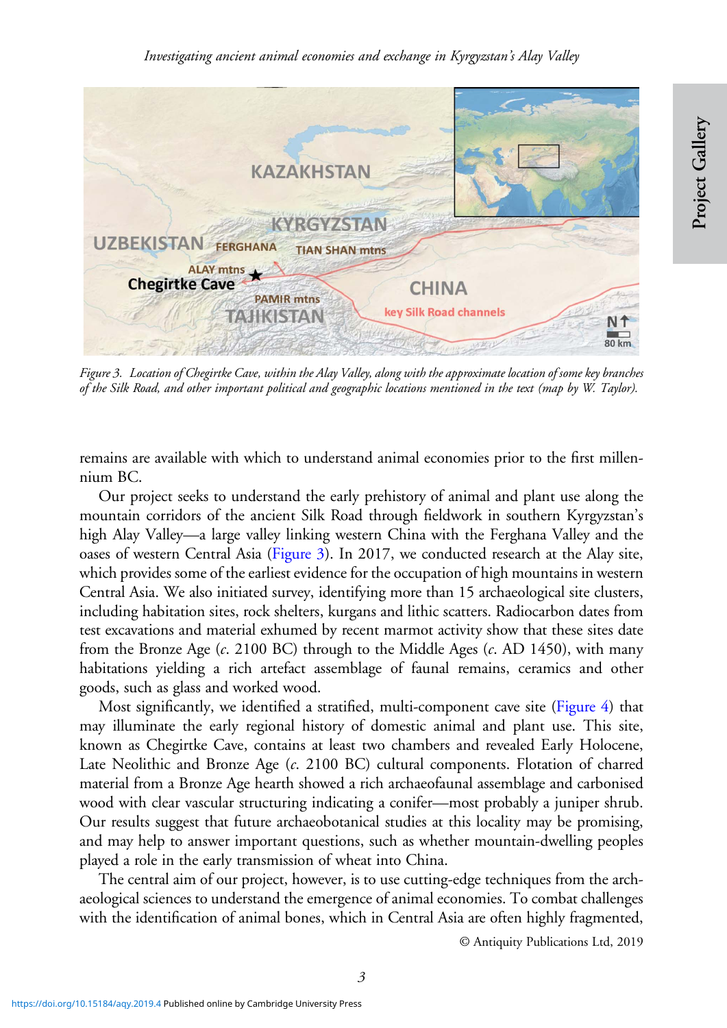Figure 3. Location of Chegirtke Cave, within the Alay Valley, along with the approximate location of some key branches of the Silk Road, and other important political and geographic locations mentioned in the text (map by W. Taylor).

remains are available with which to understand animal economies prior to the first millennium BC.

Our project seeks to understand the early prehistory of animal and plant use along the mountain corridors of the ancient Silk Road through fieldwork in southern Kyrgyzstan's high Alay Valley—a large valley linking western China with the Ferghana Valley and the oases of western Central Asia (Figure 3). In 2017, we conducted research at the Alay site, which provides some of the earliest evidence for the occupation of high mountains in western Central Asia. We also initiated survey, identifying more than 15 archaeological site clusters, including habitation sites, rock shelters, kurgans and lithic scatters. Radiocarbon dates from test excavations and material exhumed by recent marmot activity show that these sites date from the Bronze Age (*c*. 2100 BC) through to the Middle Ages (*c*. AD 1450), with many habitations yielding a rich artefact assemblage of faunal remains, ceramics and other goods, such as glass and worked wood.

Most significantly, we identified a stratified, multi-component cave site (Figure 4) that may illuminate the early regional history of domestic animal and plant use. This site, known as Chegirtke Cave, contains at least two chambers and revealed Early Holocene, Late Neolithic and Bronze Age (*c*. 2100 BC) cultural components. Flotation of charred material from a Bronze Age hearth showed a rich archaeofaunal assemblage and carbonised wood with clear vascular structuring indicating a conifer—most probably a juniper shrub. Our results suggest that future archaeobotanical studies at this locality may be promising, and may help to answer important questions, such as whether mountain-dwelling peoples played a role in the early transmission of wheat into China.

The central aim of our project, however, is to use cutting-edge techniques from the archaeological sciences to understand the emergence of animal economies. To combat challenges with the identification of animal bones, which in Central Asia are often highly fragmented,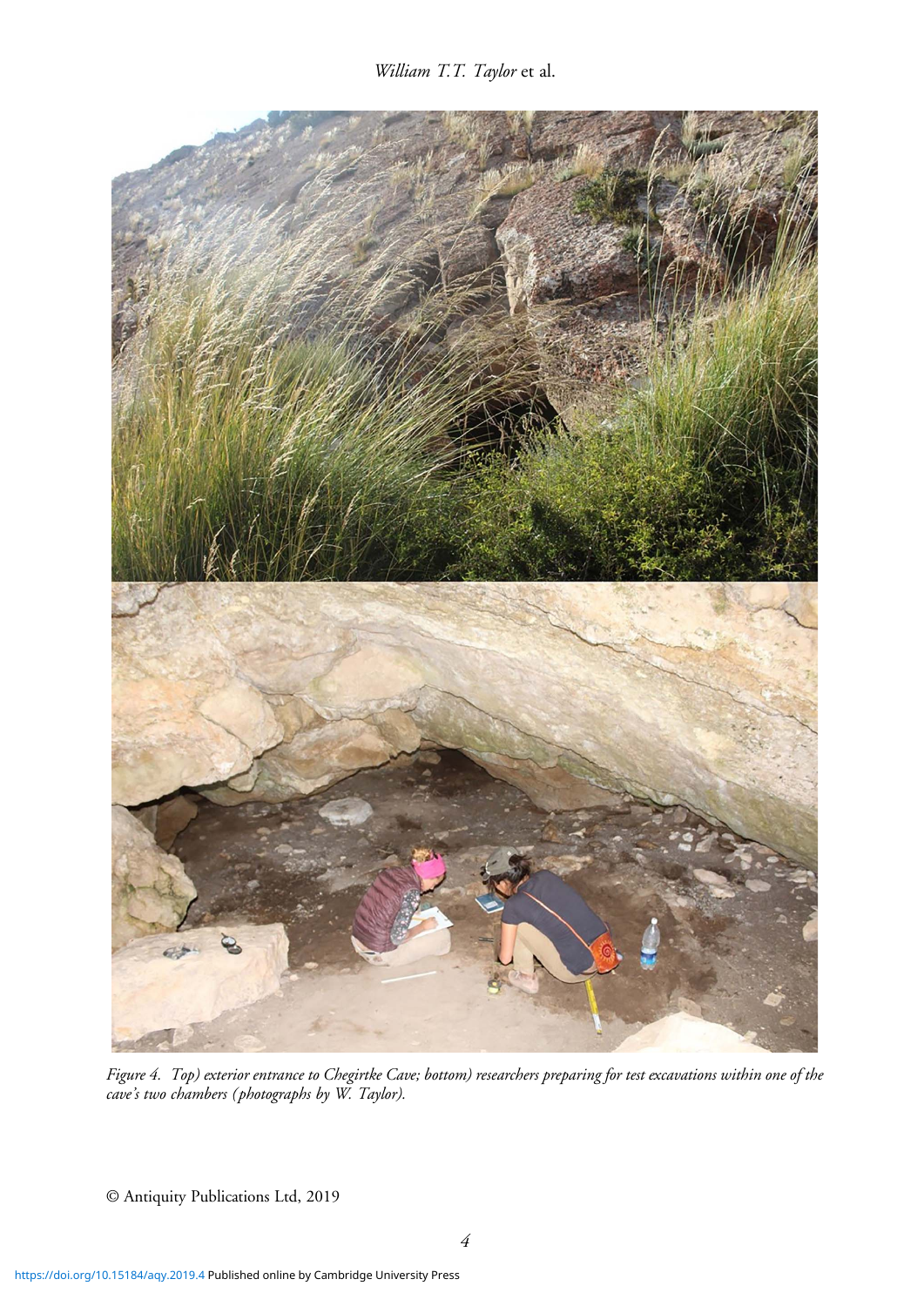*Figure 4. Top) exterior entrance to Chegirtke Cave; bottom) researchers preparing for test excavations within one of the cave's two chambers (photographs by W. Taylor).*

© Antiquity Publications Ltd, 2019

https://doi.org/10.15184/aqy.2019.4 Published online by Cambridge University Press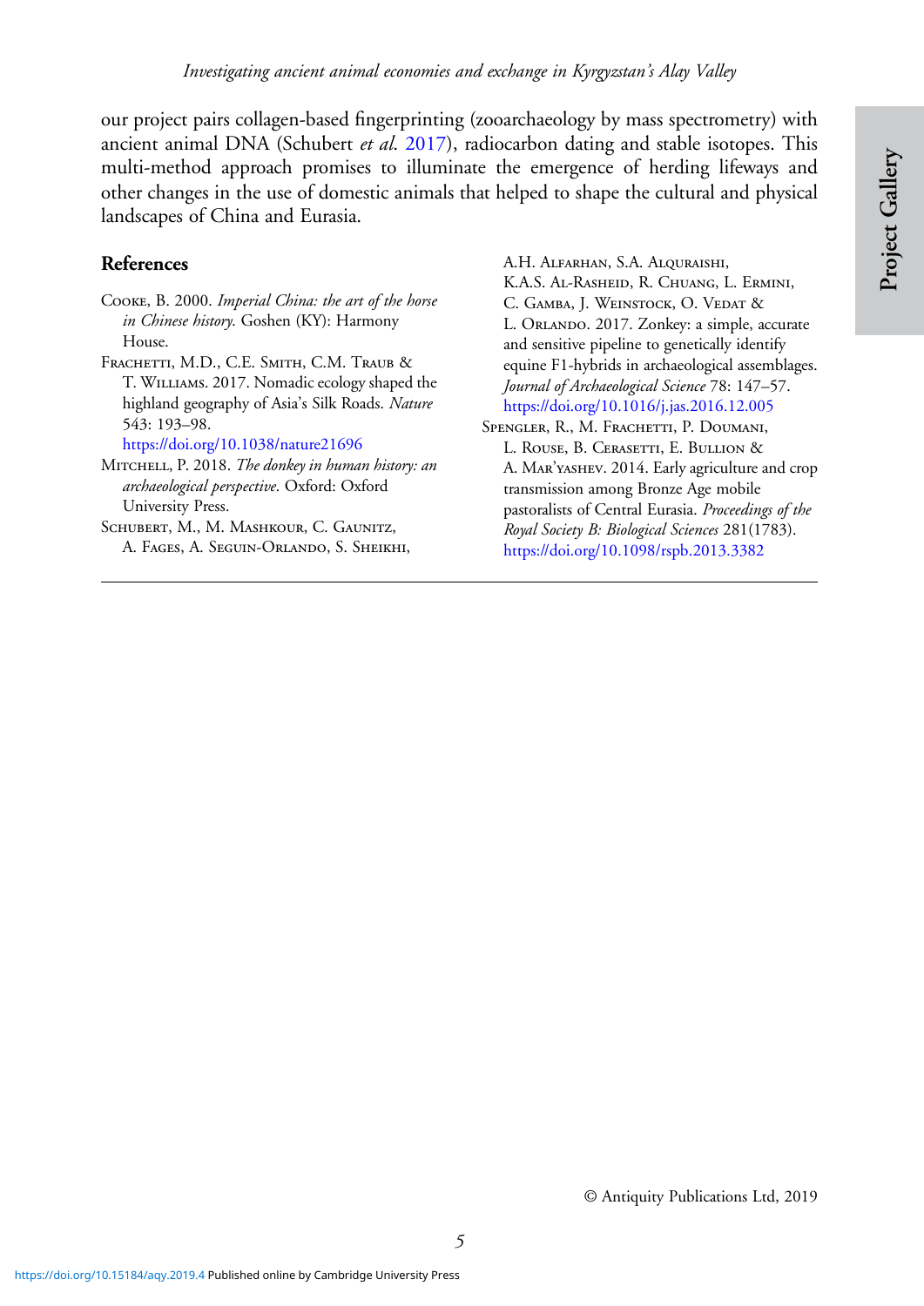our project pairs collagen-based fingerprinting (zooarchaeology by mass spectrometry) with ancient animal DNA (Schubert *et al*. 2017), radiocarbon dating and stable isotopes. This multi-method approach promises to illuminate the emergence of herding lifeways and other changes in the use of domestic animals that helped to shape the cultural and physical landscapes of China and Eurasia.

## References

Cooke, B. 2000. *Imperial China: the art of the horse in Chinese history*. Goshen (KY): Harmony House.

Frachetti, M.D., C.E. Smith, C.M. Traub & T. Williams. 2017. Nomadic ecology shaped the highland geography of Asia's Silk Roads. *Nature* 543: 193–98. https://doi.org/10.1038/nature21696

Mitchell, P. 2018. *The donkey in human history: an archaeological perspective*. Oxford: Oxford University Press.

Schubert, M., M. Mashkour, C. Gaunitz, A. Fages, A. Seguin-Orlando, S. Sheikhi, A.H. Alfarhan, S.A. Alquraishi, K.A.S. Al-Rasheid, R. Chuang, L. Ermini, C. Gamba, J. Weinstock, O. Vedat & L. Orlando. 2017. Zonkey: a simple, accurate and sensitive pipeline to genetically identify equine F1-hybrids in archaeological assemblages. *Journal of Archaeological Science* 78: 147–57. https://doi.org/10.1016/j.jas.2016.12.005

Spengler, R., M. Frachetti, P. Doumani, L. Rouse, B. Cerasetti, E. Bullion & A. Mar'yashev. 2014. Early agriculture and crop transmission among Bronze Age mobile pastoralists of Central Eurasia. *Proceedings of the Royal Society B: Biological Sciences* 281(1783). https://doi.org/10.1098/rspb.2013.3382

© Antiquity Publications Ltd, 2019